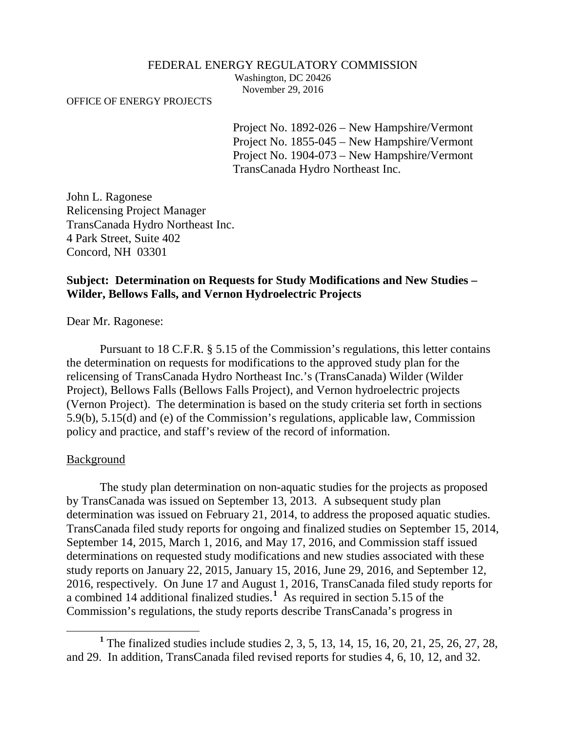FEDERAL ENERGY REGULATORY COMMISSION
Washington, DC 20426
November 29, 2016

OFFICE OF ENERGY PROJECTS

Project No. 1892-026 – New Hampshire/Vermont
Project No. 1855-045 – New Hampshire/Vermont
Project No. 1904-073 – New Hampshire/Vermont
TransCanada Hydro Northeast Inc.

John L. Ragonese
Relicensing Project Manager
TransCanada Hydro Northeast Inc.
4 Park Street, Suite 402
Concord, NH 03301

**Subject: Determination on Requests for Study Modifications and New Studies – Wilder, Bellows Falls, and Vernon Hydroelectric Projects**

Dear Mr. Ragonese:

Pursuant to 18 C.F.R. § 5.15 of the Commission's regulations, this letter contains the determination on requests for modifications to the approved study plan for the relicensing of TransCanada Hydro Northeast Inc.'s (TransCanada) Wilder (Wilder Project), Bellows Falls (Bellows Falls Project), and Vernon hydroelectric projects (Vernon Project). The determination is based on the study criteria set forth in sections 5.9(b), 5.15(d) and (e) of the Commission's regulations, applicable law, Commission policy and practice, and staff's review of the record of information.

Background

The study plan determination on non-aquatic studies for the projects as proposed by TransCanada was issued on September 13, 2013. A subsequent study plan determination was issued on February 21, 2014, to address the proposed aquatic studies. TransCanada filed study reports for ongoing and finalized studies on September 15, 2014, September 14, 2015, March 1, 2016, and May 17, 2016, and Commission staff issued determinations on requested study modifications and new studies associated with these study reports on January 22, 2015, January 15, 2016, June 29, 2016, and September 12, 2016, respectively. On June 17 and August 1, 2016, TransCanada filed study reports for a combined 14 additional finalized studies.[1] As required in section 5.15 of the Commission's regulations, the study reports describe TransCanada's progress in

[1] The finalized studies include studies 2, 3, 5, 13, 14, 15, 16, 20, 21, 25, 26, 27, 28, and 29. In addition, TransCanada filed revised reports for studies 4, 6, 10, 12, and 32.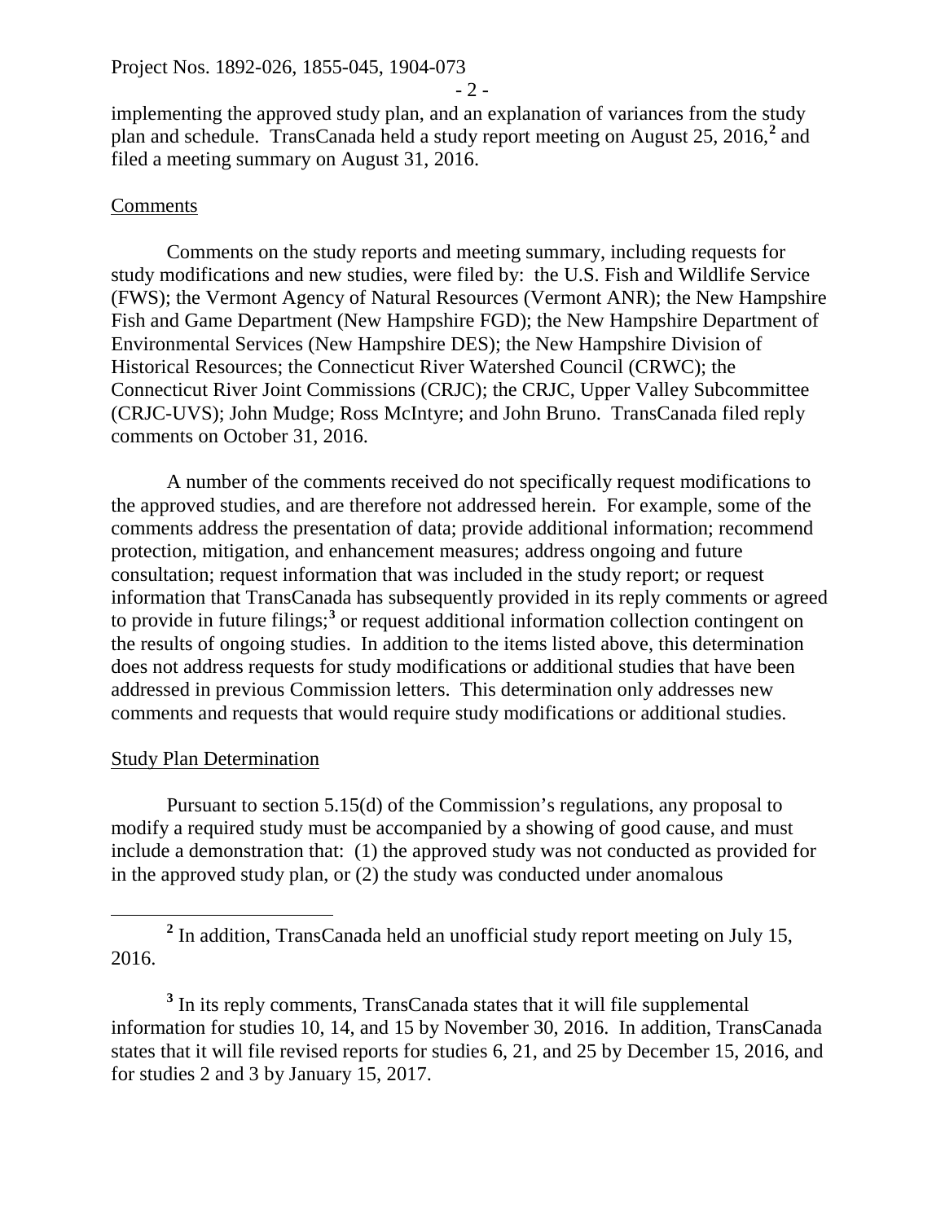implementing the approved study plan, and an explanation of variances from the study plan and schedule. TransCanada held a study report meeting on August 25, 2016,[2] and filed a meeting summary on August 31, 2016.

## Comments

Comments on the study reports and meeting summary, including requests for study modifications and new studies, were filed by: the U.S. Fish and Wildlife Service (FWS); the Vermont Agency of Natural Resources (Vermont ANR); the New Hampshire Fish and Game Department (New Hampshire FGD); the New Hampshire Department of Environmental Services (New Hampshire DES); the New Hampshire Division of Historical Resources; the Connecticut River Watershed Council (CRWC); the Connecticut River Joint Commissions (CRJC); the CRJC, Upper Valley Subcommittee (CRJC-UVS); John Mudge; Ross McIntyre; and John Bruno. TransCanada filed reply comments on October 31, 2016.

A number of the comments received do not specifically request modifications to the approved studies, and are therefore not addressed herein. For example, some of the comments address the presentation of data; provide additional information; recommend protection, mitigation, and enhancement measures; address ongoing and future consultation; request information that was included in the study report; or request information that TransCanada has subsequently provided in its reply comments or agreed to provide in future filings;[3] or request additional information collection contingent on the results of ongoing studies. In addition to the items listed above, this determination does not address requests for study modifications or additional studies that have been addressed in previous Commission letters. This determination only addresses new comments and requests that would require study modifications or additional studies.

## Study Plan Determination

Pursuant to section 5.15(d) of the Commission's regulations, any proposal to modify a required study must be accompanied by a showing of good cause, and must include a demonstration that: (1) the approved study was not conducted as provided for in the approved study plan, or (2) the study was conducted under anomalous

---

[2] In addition, TransCanada held an unofficial study report meeting on July 15, 2016.

[3] In its reply comments, TransCanada states that it will file supplemental information for studies 10, 14, and 15 by November 30, 2016. In addition, TransCanada states that it will file revised reports for studies 6, 21, and 25 by December 15, 2016, and for studies 2 and 3 by January 15, 2017.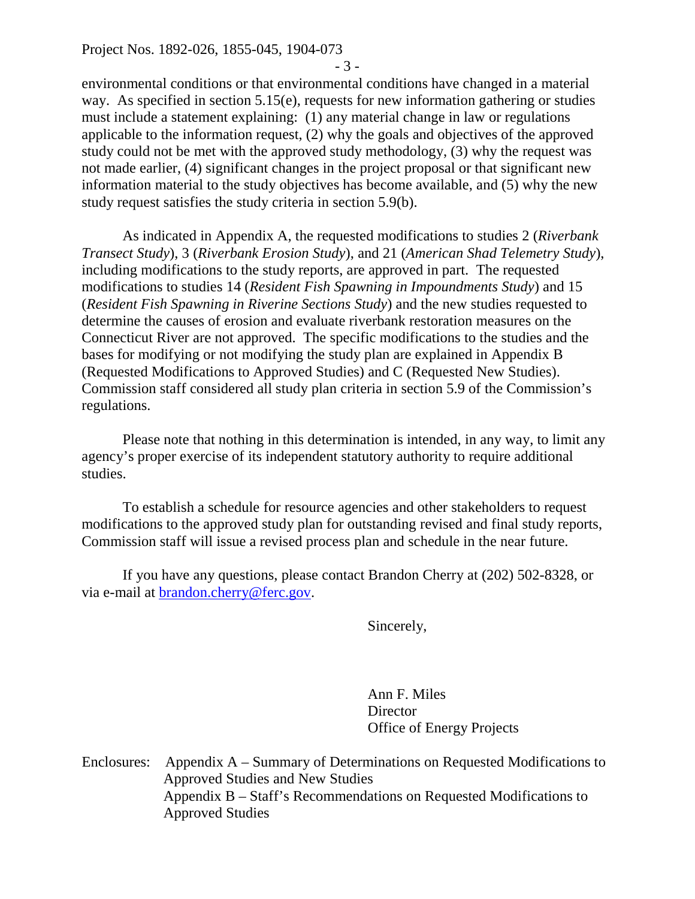environmental conditions or that environmental conditions have changed in a material way. As specified in section 5.15(e), requests for new information gathering or studies must include a statement explaining: (1) any material change in law or regulations applicable to the information request, (2) why the goals and objectives of the approved study could not be met with the approved study methodology, (3) why the request was not made earlier, (4) significant changes in the project proposal or that significant new information material to the study objectives has become available, and (5) why the new study request satisfies the study criteria in section 5.9(b).

As indicated in Appendix A, the requested modifications to studies 2 (*Riverbank Transect Study*), 3 (*Riverbank Erosion Study*), and 21 (*American Shad Telemetry Study*), including modifications to the study reports, are approved in part. The requested modifications to studies 14 (*Resident Fish Spawning in Impoundments Study*) and 15 (*Resident Fish Spawning in Riverine Sections Study*) and the new studies requested to determine the causes of erosion and evaluate riverbank restoration measures on the Connecticut River are not approved. The specific modifications to the studies and the bases for modifying or not modifying the study plan are explained in Appendix B (Requested Modifications to Approved Studies) and C (Requested New Studies). Commission staff considered all study plan criteria in section 5.9 of the Commission's regulations.

Please note that nothing in this determination is intended, in any way, to limit any agency's proper exercise of its independent statutory authority to require additional studies.

To establish a schedule for resource agencies and other stakeholders to request modifications to the approved study plan for outstanding revised and final study reports, Commission staff will issue a revised process plan and schedule in the near future.

If you have any questions, please contact Brandon Cherry at (202) 502-8328, or via e-mail at [brandon.cherry@ferc.gov](mailto:brandon.cherry@ferc.gov).

Sincerely,

Ann F. Miles
Director
Office of Energy Projects

Enclosures: Appendix A – Summary of Determinations on Requested Modifications to Approved Studies and New Studies
Appendix B – Staff's Recommendations on Requested Modifications to Approved Studies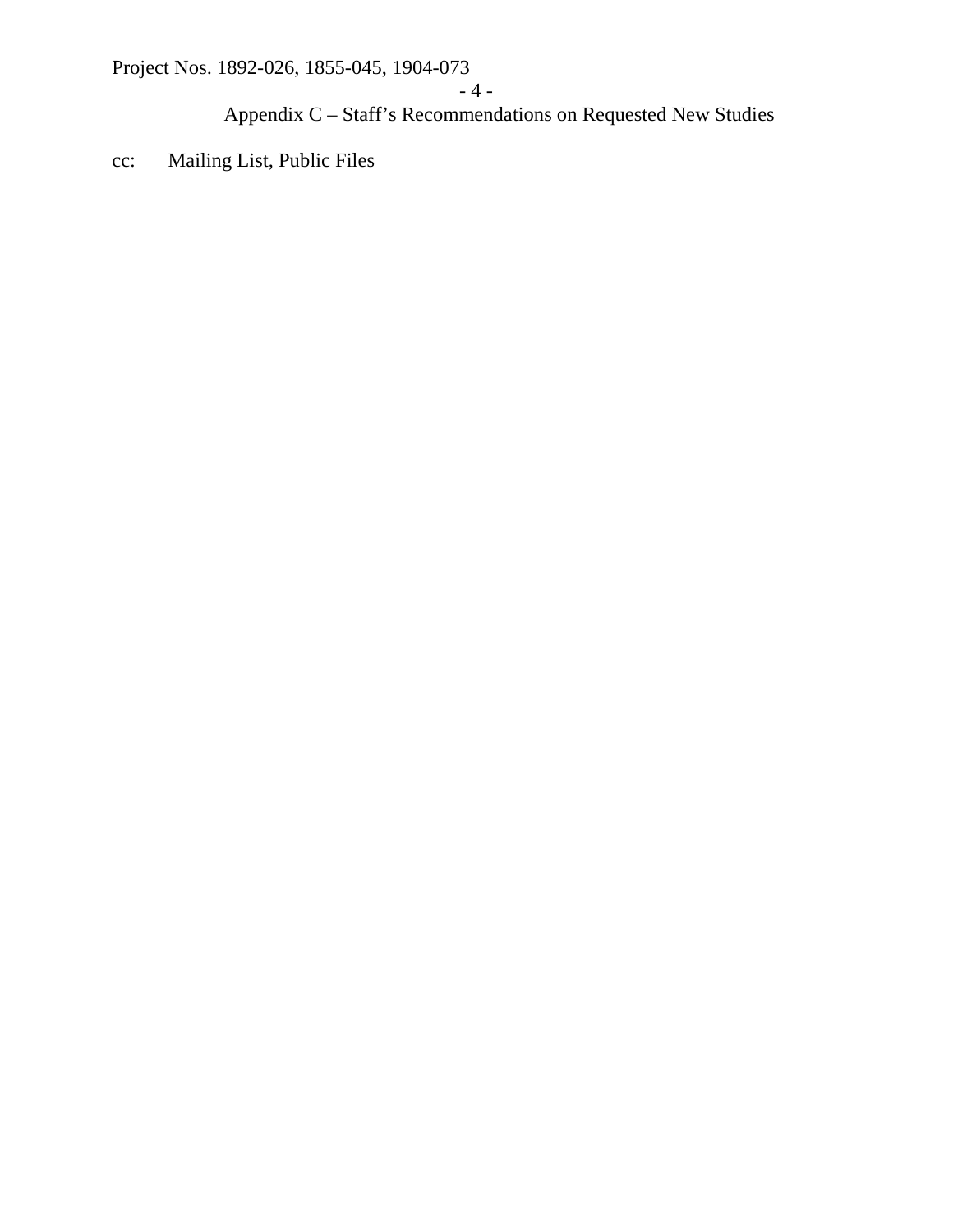Appendix C – Staff's Recommendations on Requested New Studies

cc: Mailing List, Public Files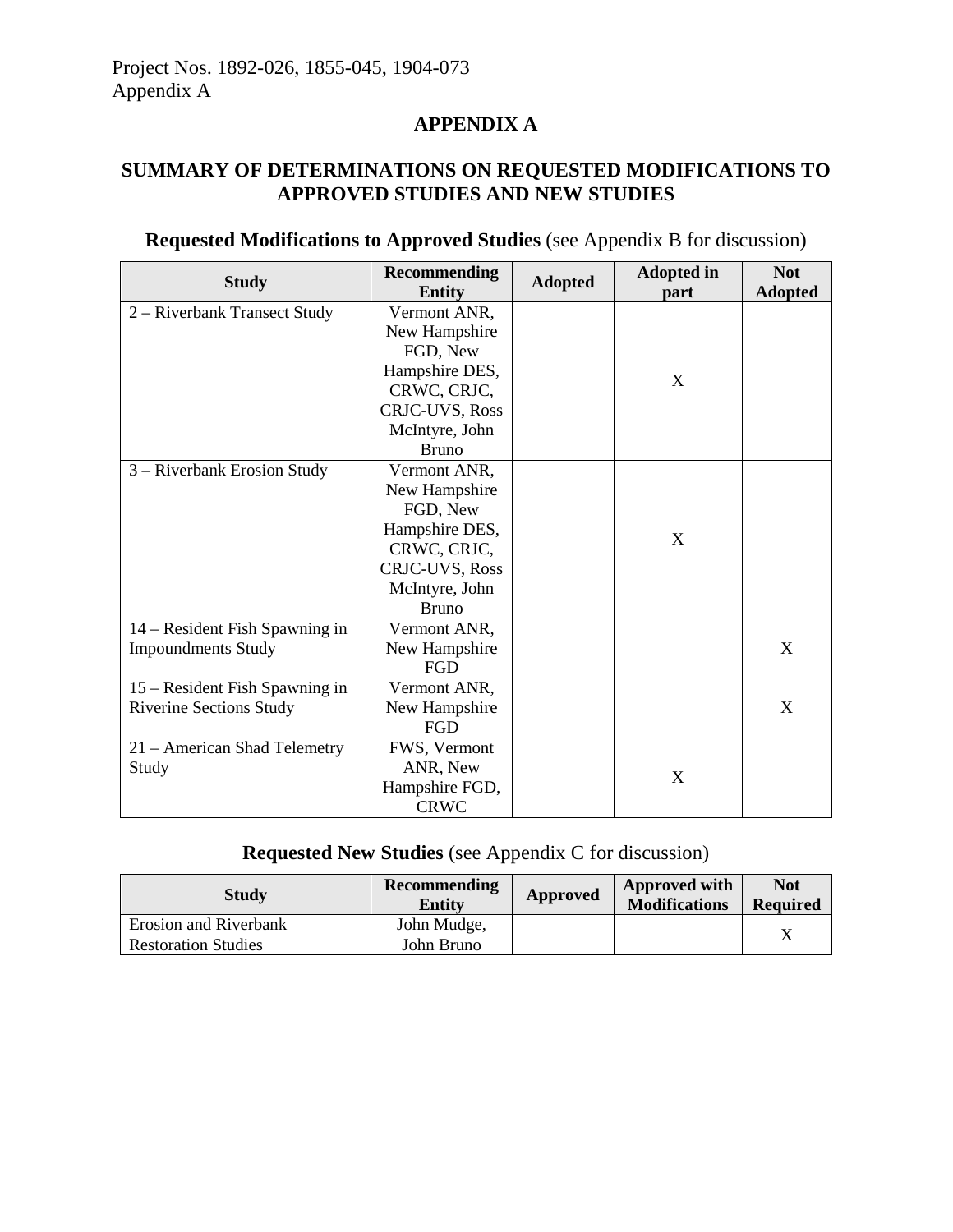Project Nos. 1892-026, 1855-045, 1904-073
Appendix A

# APPENDIX A

## SUMMARY OF DETERMINATIONS ON REQUESTED MODIFICATIONS TO APPROVED STUDIES AND NEW STUDIES

**Requested Modifications to Approved Studies** (see Appendix B for discussion)

| Study | Recommending Entity | Adopted | Adopted in part | Not Adopted |
|---|---|---|---|---|
| 2 – Riverbank Transect Study | Vermont ANR, New Hampshire FGD, New Hampshire DES, CRWC, CRJC, CRJC-UVS, Ross McIntyre, John Bruno | | X | |
| 3 – Riverbank Erosion Study | Vermont ANR, New Hampshire FGD, New Hampshire DES, CRWC, CRJC, CRJC-UVS, Ross McIntyre, John Bruno | | X | |
| 14 – Resident Fish Spawning in Impoundments Study | Vermont ANR, New Hampshire FGD | | | X |
| 15 – Resident Fish Spawning in Riverine Sections Study | Vermont ANR, New Hampshire FGD | | | X |
| 21 – American Shad Telemetry Study | FWS, Vermont ANR, New Hampshire FGD, CRWC | | X | |

**Requested New Studies** (see Appendix C for discussion)

| Study | Recommending Entity | Approved | Approved with Modifications | Not Required |
|---|---|---|---|---|
| Erosion and Riverbank Restoration Studies | John Mudge, John Bruno | | | X |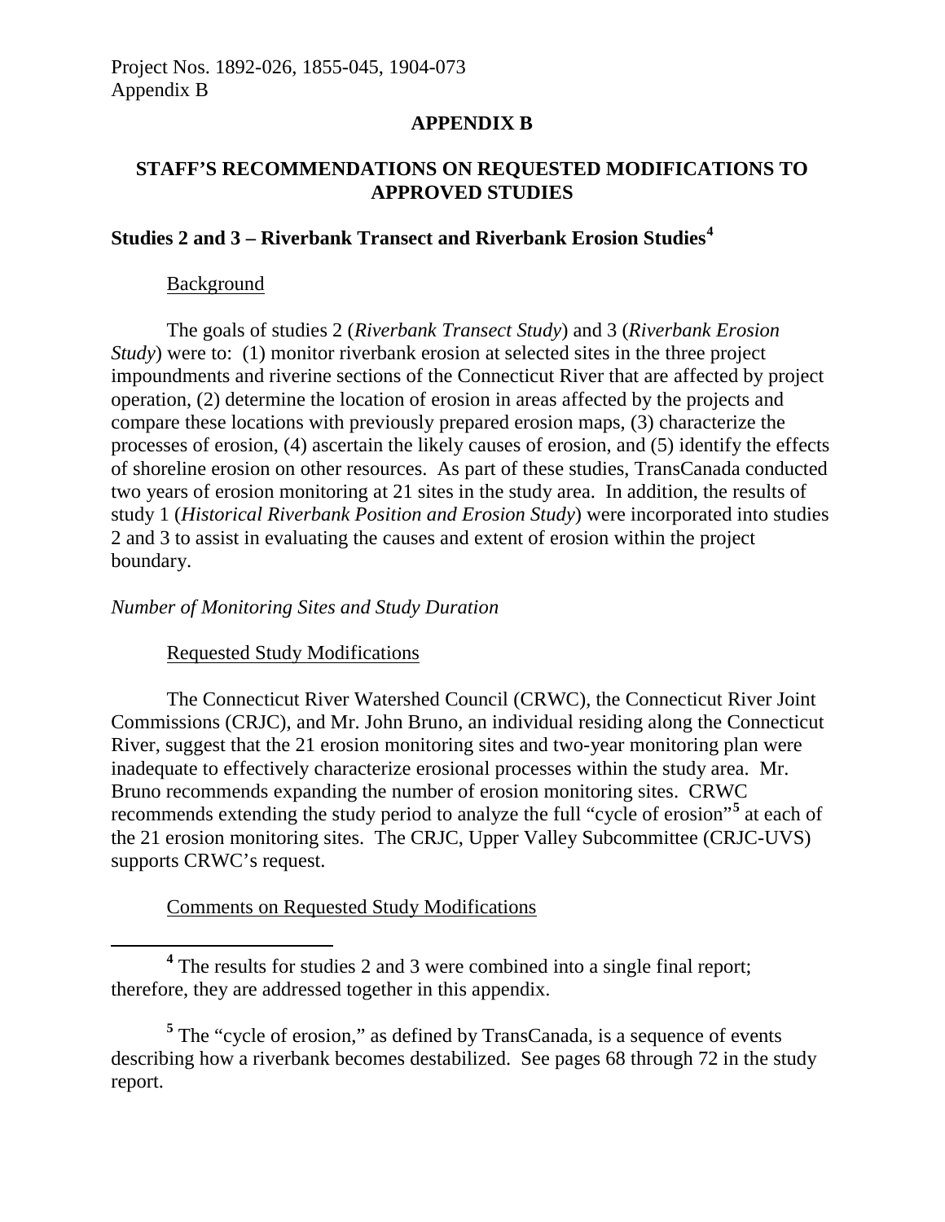# APPENDIX B

## STAFF'S RECOMMENDATIONS ON REQUESTED MODIFICATIONS TO APPROVED STUDIES

### Studies 2 and 3 – Riverbank Transect and Riverbank Erosion Studies[4]

Background

The goals of studies 2 (*Riverbank Transect Study*) and 3 (*Riverbank Erosion Study*) were to: (1) monitor riverbank erosion at selected sites in the three project impoundments and riverine sections of the Connecticut River that are affected by project operation, (2) determine the location of erosion in areas affected by the projects and compare these locations with previously prepared erosion maps, (3) characterize the processes of erosion, (4) ascertain the likely causes of erosion, and (5) identify the effects of shoreline erosion on other resources. As part of these studies, TransCanada conducted two years of erosion monitoring at 21 sites in the study area. In addition, the results of study 1 (*Historical Riverbank Position and Erosion Study*) were incorporated into studies 2 and 3 to assist in evaluating the causes and extent of erosion within the project boundary.

*Number of Monitoring Sites and Study Duration*

Requested Study Modifications

The Connecticut River Watershed Council (CRWC), the Connecticut River Joint Commissions (CRJC), and Mr. John Bruno, an individual residing along the Connecticut River, suggest that the 21 erosion monitoring sites and two-year monitoring plan were inadequate to effectively characterize erosional processes within the study area. Mr. Bruno recommends expanding the number of erosion monitoring sites. CRWC recommends extending the study period to analyze the full "cycle of erosion"[5] at each of the 21 erosion monitoring sites. The CRJC, Upper Valley Subcommittee (CRJC-UVS) supports CRWC's request.

Comments on Requested Study Modifications

[4] The results for studies 2 and 3 were combined into a single final report; therefore, they are addressed together in this appendix.

[5] The "cycle of erosion," as defined by TransCanada, is a sequence of events describing how a riverbank becomes destabilized. See pages 68 through 72 in the study report.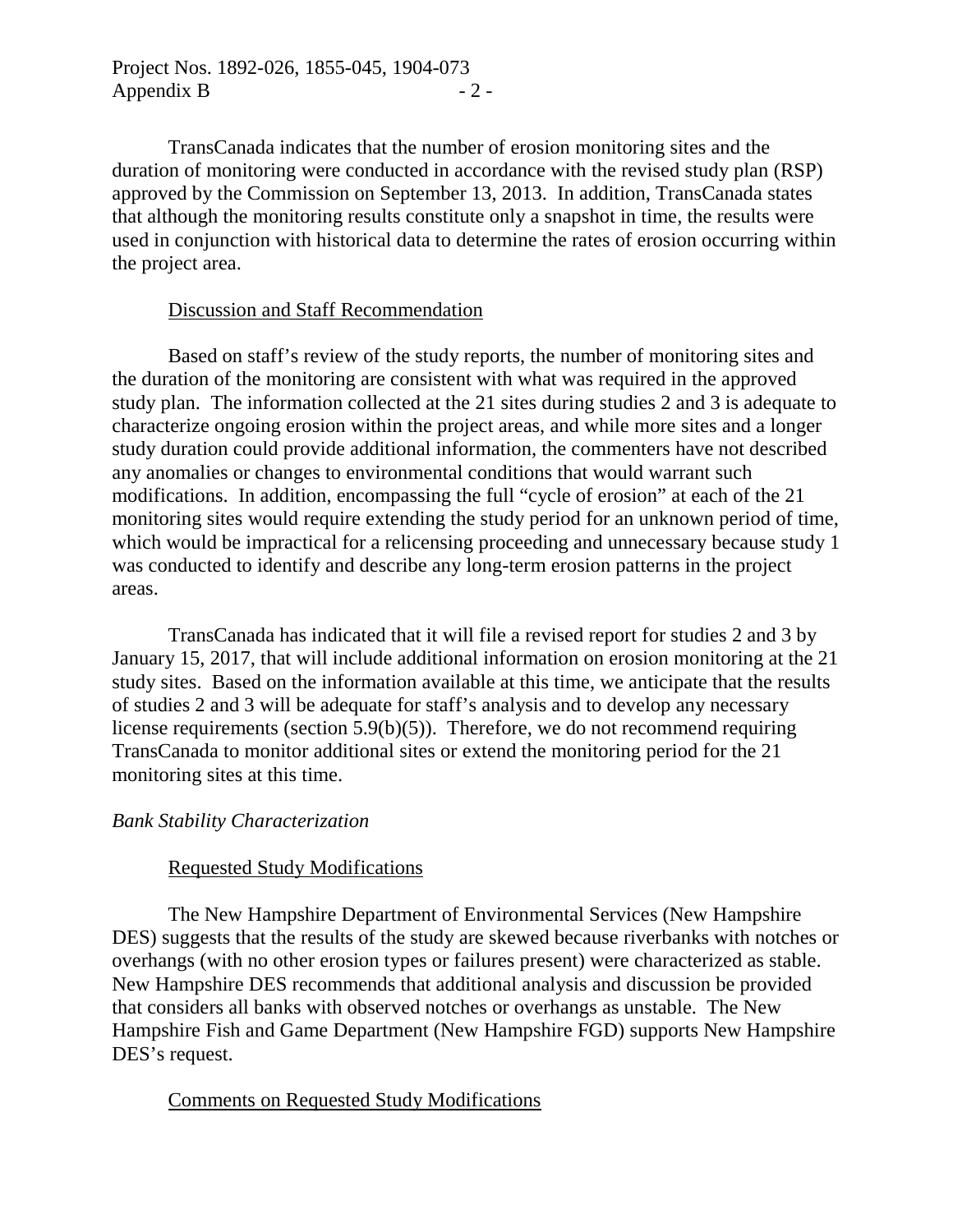TransCanada indicates that the number of erosion monitoring sites and the duration of monitoring were conducted in accordance with the revised study plan (RSP) approved by the Commission on September 13, 2013. In addition, TransCanada states that although the monitoring results constitute only a snapshot in time, the results were used in conjunction with historical data to determine the rates of erosion occurring within the project area.

Discussion and Staff Recommendation

Based on staff's review of the study reports, the number of monitoring sites and the duration of the monitoring are consistent with what was required in the approved study plan. The information collected at the 21 sites during studies 2 and 3 is adequate to characterize ongoing erosion within the project areas, and while more sites and a longer study duration could provide additional information, the commenters have not described any anomalies or changes to environmental conditions that would warrant such modifications. In addition, encompassing the full "cycle of erosion" at each of the 21 monitoring sites would require extending the study period for an unknown period of time, which would be impractical for a relicensing proceeding and unnecessary because study 1 was conducted to identify and describe any long-term erosion patterns in the project areas.

TransCanada has indicated that it will file a revised report for studies 2 and 3 by January 15, 2017, that will include additional information on erosion monitoring at the 21 study sites. Based on the information available at this time, we anticipate that the results of studies 2 and 3 will be adequate for staff's analysis and to develop any necessary license requirements (section 5.9(b)(5)). Therefore, we do not recommend requiring TransCanada to monitor additional sites or extend the monitoring period for the 21 monitoring sites at this time.

*Bank Stability Characterization*

Requested Study Modifications

The New Hampshire Department of Environmental Services (New Hampshire DES) suggests that the results of the study are skewed because riverbanks with notches or overhangs (with no other erosion types or failures present) were characterized as stable. New Hampshire DES recommends that additional analysis and discussion be provided that considers all banks with observed notches or overhangs as unstable. The New Hampshire Fish and Game Department (New Hampshire FGD) supports New Hampshire DES's request.

Comments on Requested Study Modifications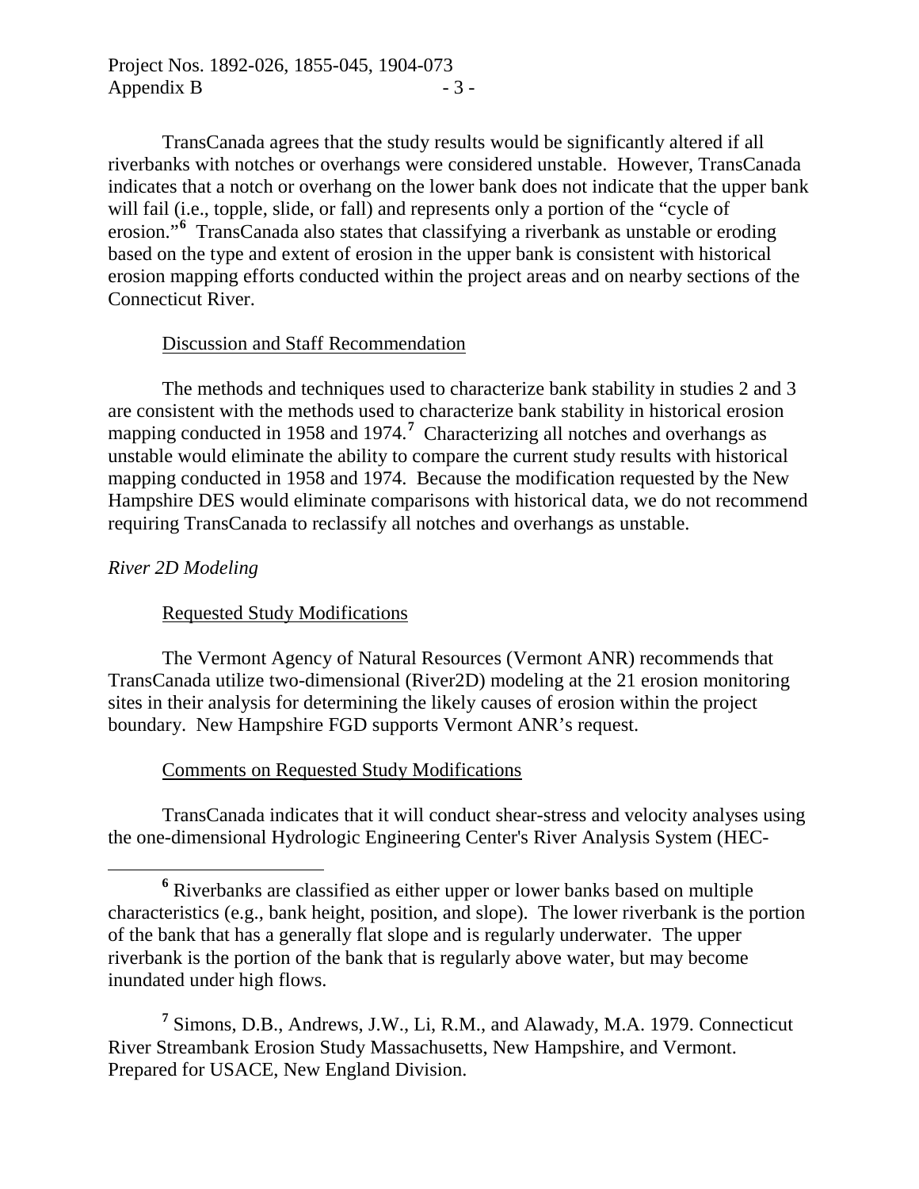TransCanada agrees that the study results would be significantly altered if all riverbanks with notches or overhangs were considered unstable. However, TransCanada indicates that a notch or overhang on the lower bank does not indicate that the upper bank will fail (i.e., topple, slide, or fall) and represents only a portion of the "cycle of erosion."[6] TransCanada also states that classifying a riverbank as unstable or eroding based on the type and extent of erosion in the upper bank is consistent with historical erosion mapping efforts conducted within the project areas and on nearby sections of the Connecticut River.

Discussion and Staff Recommendation

The methods and techniques used to characterize bank stability in studies 2 and 3 are consistent with the methods used to characterize bank stability in historical erosion mapping conducted in 1958 and 1974.[7] Characterizing all notches and overhangs as unstable would eliminate the ability to compare the current study results with historical mapping conducted in 1958 and 1974. Because the modification requested by the New Hampshire DES would eliminate comparisons with historical data, we do not recommend requiring TransCanada to reclassify all notches and overhangs as unstable.

*River 2D Modeling*

Requested Study Modifications

The Vermont Agency of Natural Resources (Vermont ANR) recommends that TransCanada utilize two-dimensional (River2D) modeling at the 21 erosion monitoring sites in their analysis for determining the likely causes of erosion within the project boundary. New Hampshire FGD supports Vermont ANR's request.

Comments on Requested Study Modifications

TransCanada indicates that it will conduct shear-stress and velocity analyses using the one-dimensional Hydrologic Engineering Center's River Analysis System (HEC-

---

[6] Riverbanks are classified as either upper or lower banks based on multiple characteristics (e.g., bank height, position, and slope). The lower riverbank is the portion of the bank that has a generally flat slope and is regularly underwater. The upper riverbank is the portion of the bank that is regularly above water, but may become inundated under high flows.

[7] Simons, D.B., Andrews, J.W., Li, R.M., and Alawady, M.A. 1979. Connecticut River Streambank Erosion Study Massachusetts, New Hampshire, and Vermont. Prepared for USACE, New England Division.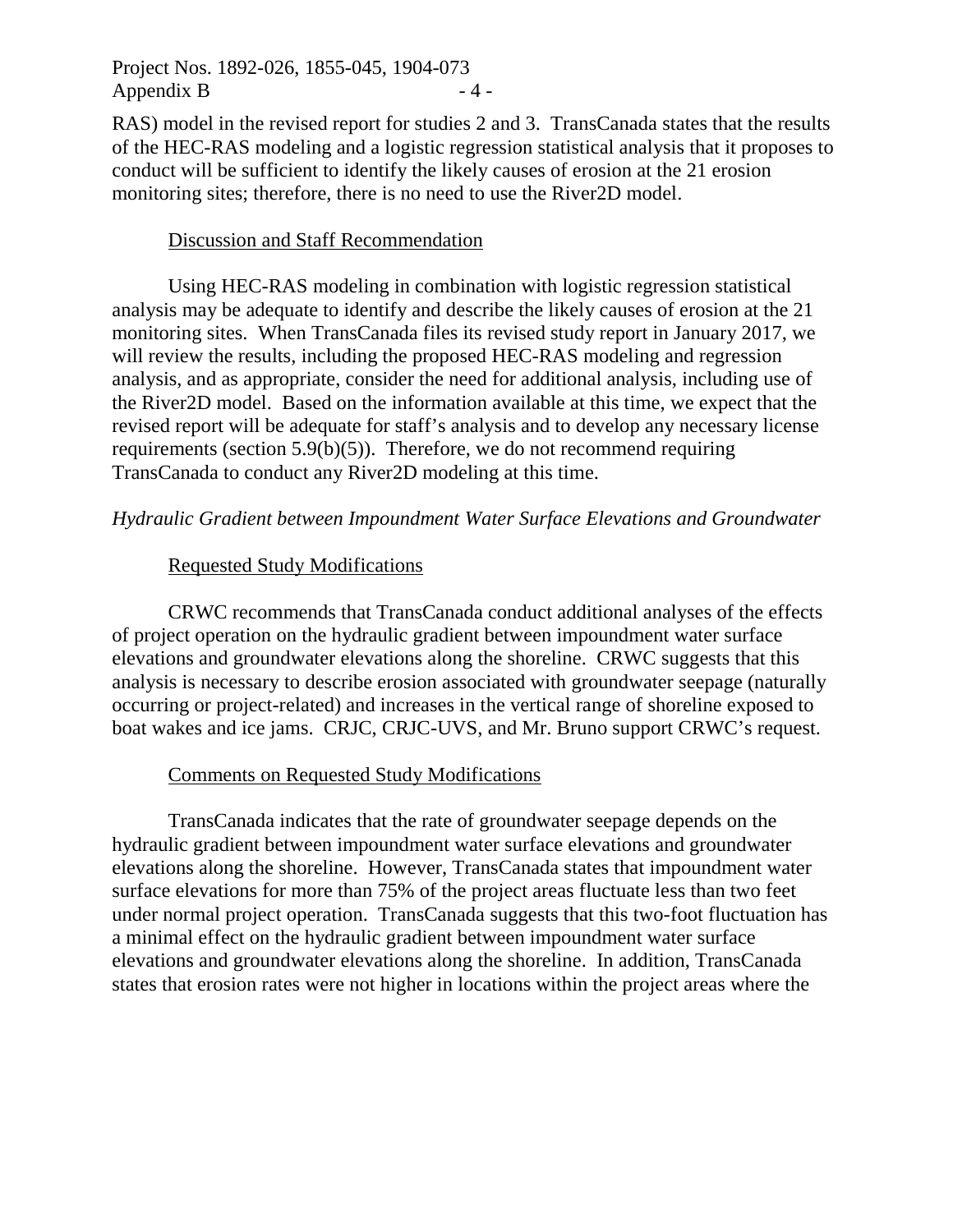RAS) model in the revised report for studies 2 and 3. TransCanada states that the results of the HEC-RAS modeling and a logistic regression statistical analysis that it proposes to conduct will be sufficient to identify the likely causes of erosion at the 21 erosion monitoring sites; therefore, there is no need to use the River2D model.

Discussion and Staff Recommendation

Using HEC-RAS modeling in combination with logistic regression statistical analysis may be adequate to identify and describe the likely causes of erosion at the 21 monitoring sites. When TransCanada files its revised study report in January 2017, we will review the results, including the proposed HEC-RAS modeling and regression analysis, and as appropriate, consider the need for additional analysis, including use of the River2D model. Based on the information available at this time, we expect that the revised report will be adequate for staff's analysis and to develop any necessary license requirements (section 5.9(b)(5)). Therefore, we do not recommend requiring TransCanada to conduct any River2D modeling at this time.

*Hydraulic Gradient between Impoundment Water Surface Elevations and Groundwater*

Requested Study Modifications

CRWC recommends that TransCanada conduct additional analyses of the effects of project operation on the hydraulic gradient between impoundment water surface elevations and groundwater elevations along the shoreline. CRWC suggests that this analysis is necessary to describe erosion associated with groundwater seepage (naturally occurring or project-related) and increases in the vertical range of shoreline exposed to boat wakes and ice jams. CRJC, CRJC-UVS, and Mr. Bruno support CRWC's request.

Comments on Requested Study Modifications

TransCanada indicates that the rate of groundwater seepage depends on the hydraulic gradient between impoundment water surface elevations and groundwater elevations along the shoreline. However, TransCanada states that impoundment water surface elevations for more than 75% of the project areas fluctuate less than two feet under normal project operation. TransCanada suggests that this two-foot fluctuation has a minimal effect on the hydraulic gradient between impoundment water surface elevations and groundwater elevations along the shoreline. In addition, TransCanada states that erosion rates were not higher in locations within the project areas where the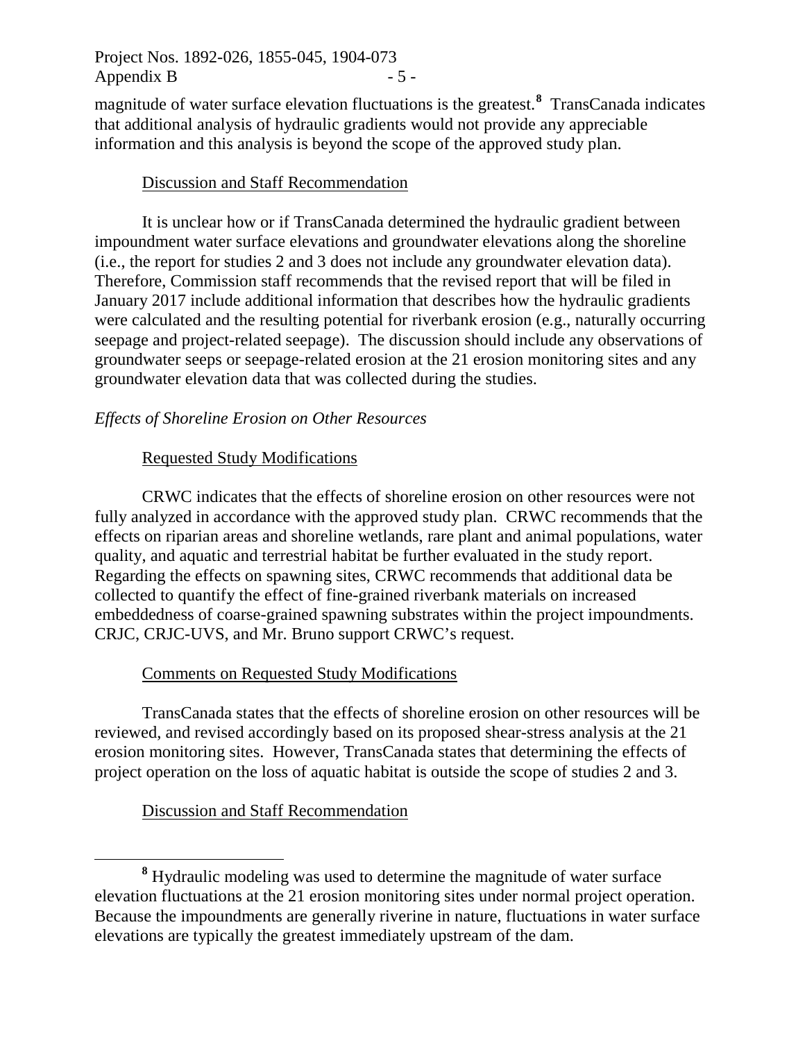magnitude of water surface elevation fluctuations is the greatest.[8] TransCanada indicates that additional analysis of hydraulic gradients would not provide any appreciable information and this analysis is beyond the scope of the approved study plan.

Discussion and Staff Recommendation

It is unclear how or if TransCanada determined the hydraulic gradient between impoundment water surface elevations and groundwater elevations along the shoreline (i.e., the report for studies 2 and 3 does not include any groundwater elevation data). Therefore, Commission staff recommends that the revised report that will be filed in January 2017 include additional information that describes how the hydraulic gradients were calculated and the resulting potential for riverbank erosion (e.g., naturally occurring seepage and project-related seepage). The discussion should include any observations of groundwater seeps or seepage-related erosion at the 21 erosion monitoring sites and any groundwater elevation data that was collected during the studies.

*Effects of Shoreline Erosion on Other Resources*

Requested Study Modifications

CRWC indicates that the effects of shoreline erosion on other resources were not fully analyzed in accordance with the approved study plan. CRWC recommends that the effects on riparian areas and shoreline wetlands, rare plant and animal populations, water quality, and aquatic and terrestrial habitat be further evaluated in the study report. Regarding the effects on spawning sites, CRWC recommends that additional data be collected to quantify the effect of fine-grained riverbank materials on increased embeddedness of coarse-grained spawning substrates within the project impoundments. CRJC, CRJC-UVS, and Mr. Bruno support CRWC's request.

Comments on Requested Study Modifications

TransCanada states that the effects of shoreline erosion on other resources will be reviewed, and revised accordingly based on its proposed shear-stress analysis at the 21 erosion monitoring sites. However, TransCanada states that determining the effects of project operation on the loss of aquatic habitat is outside the scope of studies 2 and 3.

Discussion and Staff Recommendation

[8] Hydraulic modeling was used to determine the magnitude of water surface elevation fluctuations at the 21 erosion monitoring sites under normal project operation. Because the impoundments are generally riverine in nature, fluctuations in water surface elevations are typically the greatest immediately upstream of the dam.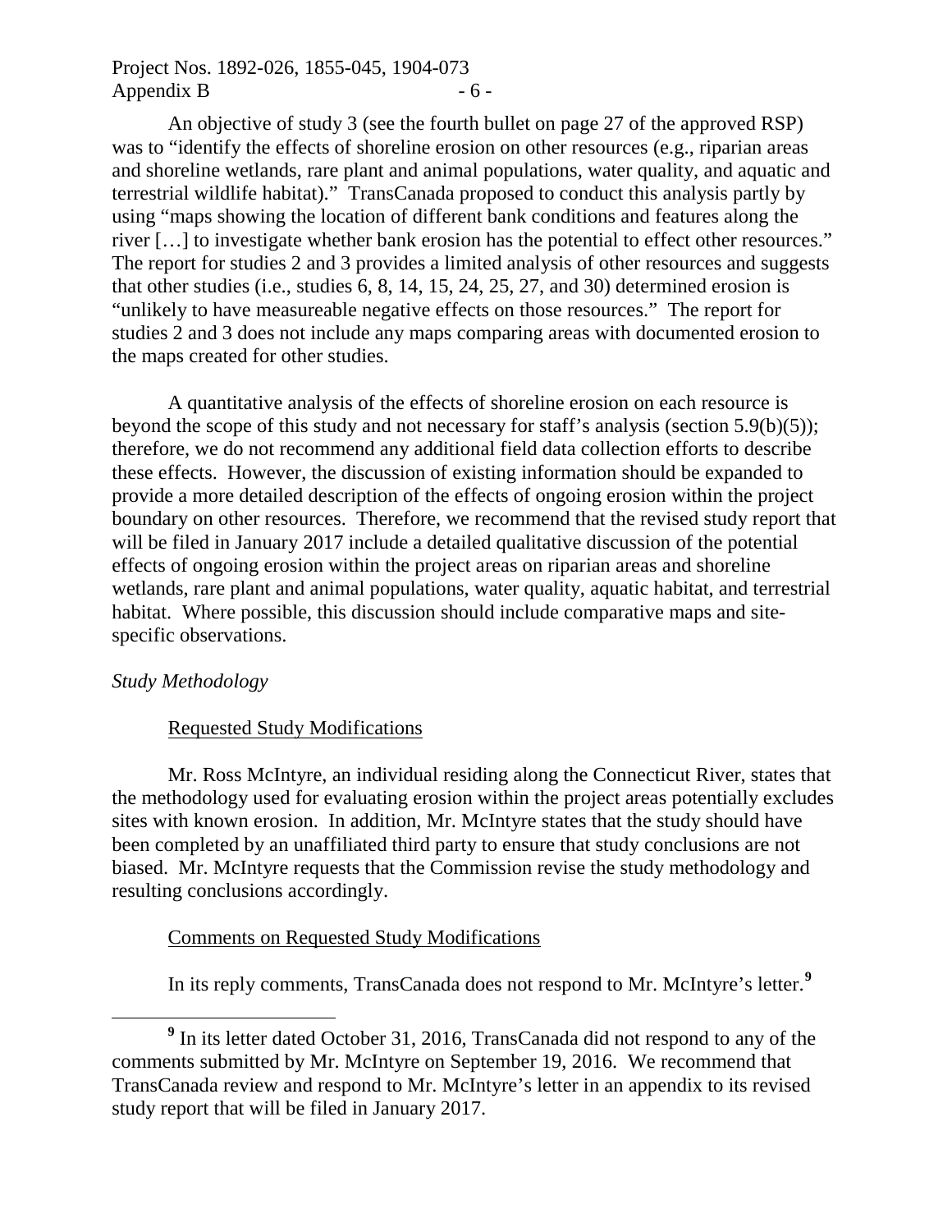An objective of study 3 (see the fourth bullet on page 27 of the approved RSP) was to "identify the effects of shoreline erosion on other resources (e.g., riparian areas and shoreline wetlands, rare plant and animal populations, water quality, and aquatic and terrestrial wildlife habitat)." TransCanada proposed to conduct this analysis partly by using "maps showing the location of different bank conditions and features along the river […] to investigate whether bank erosion has the potential to effect other resources." The report for studies 2 and 3 provides a limited analysis of other resources and suggests that other studies (i.e., studies 6, 8, 14, 15, 24, 25, 27, and 30) determined erosion is "unlikely to have measureable negative effects on those resources." The report for studies 2 and 3 does not include any maps comparing areas with documented erosion to the maps created for other studies.

A quantitative analysis of the effects of shoreline erosion on each resource is beyond the scope of this study and not necessary for staff's analysis (section 5.9(b)(5)); therefore, we do not recommend any additional field data collection efforts to describe these effects. However, the discussion of existing information should be expanded to provide a more detailed description of the effects of ongoing erosion within the project boundary on other resources. Therefore, we recommend that the revised study report that will be filed in January 2017 include a detailed qualitative discussion of the potential effects of ongoing erosion within the project areas on riparian areas and shoreline wetlands, rare plant and animal populations, water quality, aquatic habitat, and terrestrial habitat. Where possible, this discussion should include comparative maps and site-specific observations.

*Study Methodology*

Requested Study Modifications

Mr. Ross McIntyre, an individual residing along the Connecticut River, states that the methodology used for evaluating erosion within the project areas potentially excludes sites with known erosion. In addition, Mr. McIntyre states that the study should have been completed by an unaffiliated third party to ensure that study conclusions are not biased. Mr. McIntyre requests that the Commission revise the study methodology and resulting conclusions accordingly.

Comments on Requested Study Modifications

In its reply comments, TransCanada does not respond to Mr. McIntyre's letter.[9]

[9] In its letter dated October 31, 2016, TransCanada did not respond to any of the comments submitted by Mr. McIntyre on September 19, 2016. We recommend that TransCanada review and respond to Mr. McIntyre's letter in an appendix to its revised study report that will be filed in January 2017.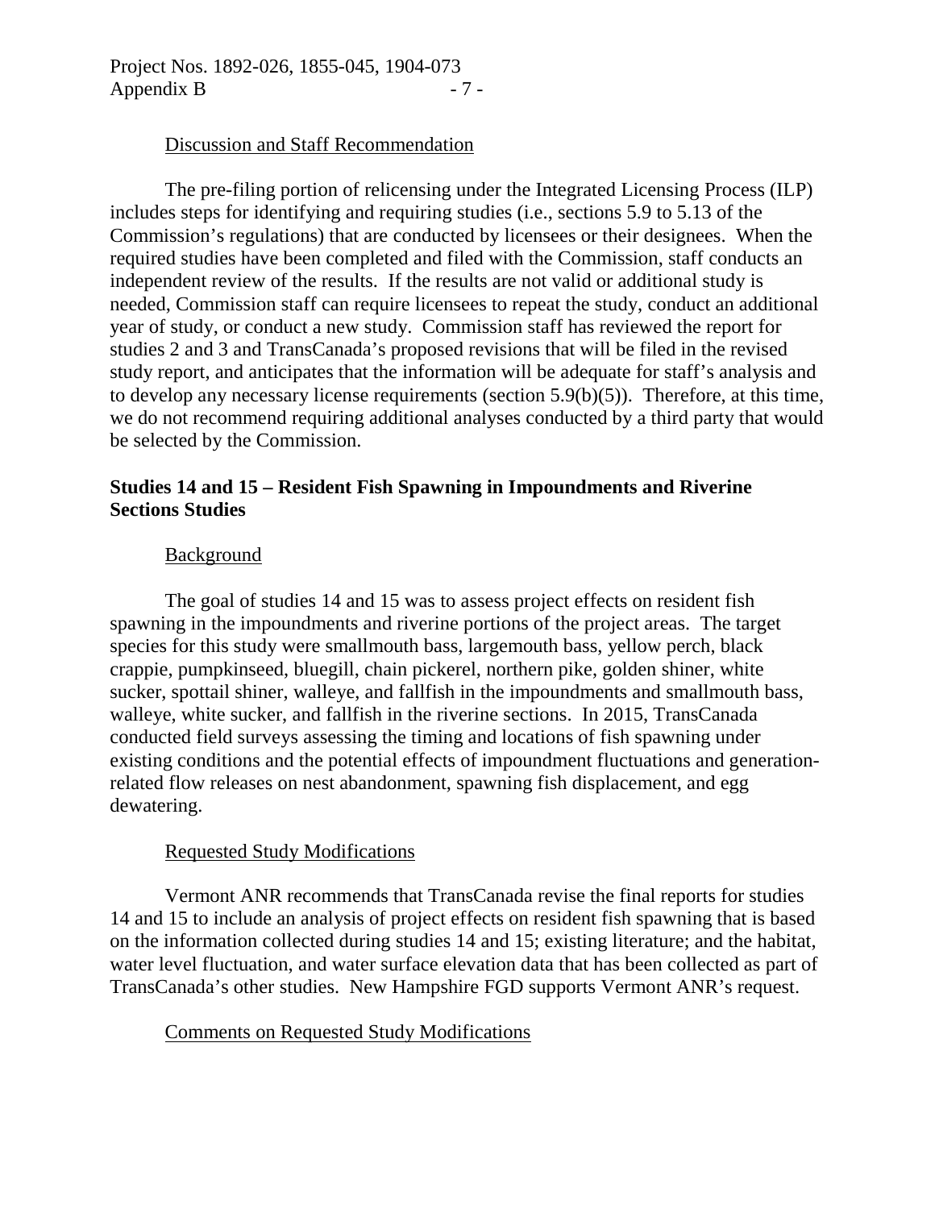Discussion and Staff Recommendation

The pre-filing portion of relicensing under the Integrated Licensing Process (ILP) includes steps for identifying and requiring studies (i.e., sections 5.9 to 5.13 of the Commission's regulations) that are conducted by licensees or their designees. When the required studies have been completed and filed with the Commission, staff conducts an independent review of the results. If the results are not valid or additional study is needed, Commission staff can require licensees to repeat the study, conduct an additional year of study, or conduct a new study. Commission staff has reviewed the report for studies 2 and 3 and TransCanada's proposed revisions that will be filed in the revised study report, and anticipates that the information will be adequate for staff's analysis and to develop any necessary license requirements (section 5.9(b)(5)). Therefore, at this time, we do not recommend requiring additional analyses conducted by a third party that would be selected by the Commission.

## Studies 14 and 15 – Resident Fish Spawning in Impoundments and Riverine Sections Studies

Background

The goal of studies 14 and 15 was to assess project effects on resident fish spawning in the impoundments and riverine portions of the project areas. The target species for this study were smallmouth bass, largemouth bass, yellow perch, black crappie, pumpkinseed, bluegill, chain pickerel, northern pike, golden shiner, white sucker, spottail shiner, walleye, and fallfish in the impoundments and smallmouth bass, walleye, white sucker, and fallfish in the riverine sections. In 2015, TransCanada conducted field surveys assessing the timing and locations of fish spawning under existing conditions and the potential effects of impoundment fluctuations and generation-related flow releases on nest abandonment, spawning fish displacement, and egg dewatering.

Requested Study Modifications

Vermont ANR recommends that TransCanada revise the final reports for studies 14 and 15 to include an analysis of project effects on resident fish spawning that is based on the information collected during studies 14 and 15; existing literature; and the habitat, water level fluctuation, and water surface elevation data that has been collected as part of TransCanada's other studies. New Hampshire FGD supports Vermont ANR's request.

Comments on Requested Study Modifications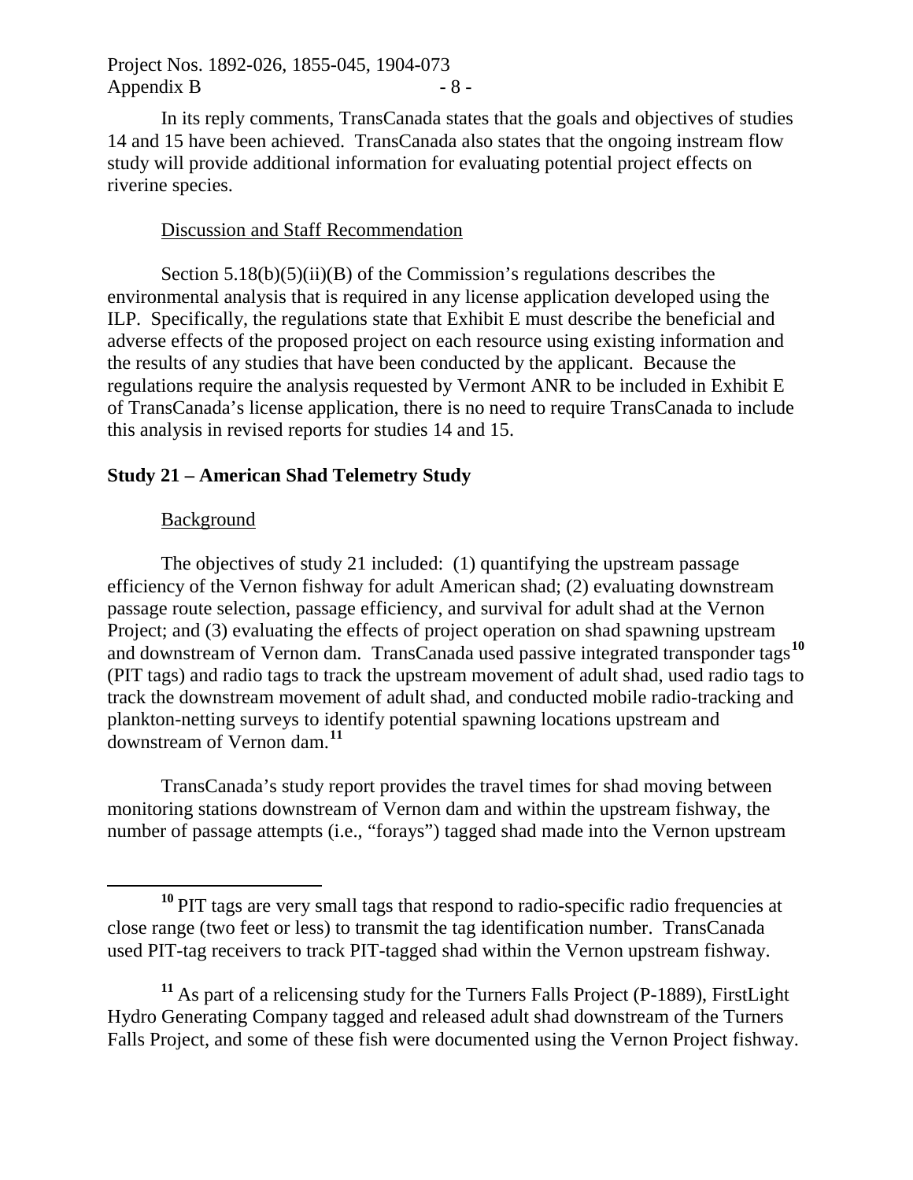In its reply comments, TransCanada states that the goals and objectives of studies 14 and 15 have been achieved. TransCanada also states that the ongoing instream flow study will provide additional information for evaluating potential project effects on riverine species.

Discussion and Staff Recommendation

Section 5.18(b)(5)(ii)(B) of the Commission's regulations describes the environmental analysis that is required in any license application developed using the ILP. Specifically, the regulations state that Exhibit E must describe the beneficial and adverse effects of the proposed project on each resource using existing information and the results of any studies that have been conducted by the applicant. Because the regulations require the analysis requested by Vermont ANR to be included in Exhibit E of TransCanada's license application, there is no need to require TransCanada to include this analysis in revised reports for studies 14 and 15.

**Study 21 – American Shad Telemetry Study**

Background

The objectives of study 21 included: (1) quantifying the upstream passage efficiency of the Vernon fishway for adult American shad; (2) evaluating downstream passage route selection, passage efficiency, and survival for adult shad at the Vernon Project; and (3) evaluating the effects of project operation on shad spawning upstream and downstream of Vernon dam. TransCanada used passive integrated transponder tags[10] (PIT tags) and radio tags to track the upstream movement of adult shad, used radio tags to track the downstream movement of adult shad, and conducted mobile radio-tracking and plankton-netting surveys to identify potential spawning locations upstream and downstream of Vernon dam.[11]

TransCanada's study report provides the travel times for shad moving between monitoring stations downstream of Vernon dam and within the upstream fishway, the number of passage attempts (i.e., "forays") tagged shad made into the Vernon upstream

[10] PIT tags are very small tags that respond to radio-specific radio frequencies at close range (two feet or less) to transmit the tag identification number. TransCanada used PIT-tag receivers to track PIT-tagged shad within the Vernon upstream fishway.

[11] As part of a relicensing study for the Turners Falls Project (P-1889), FirstLight Hydro Generating Company tagged and released adult shad downstream of the Turners Falls Project, and some of these fish were documented using the Vernon Project fishway.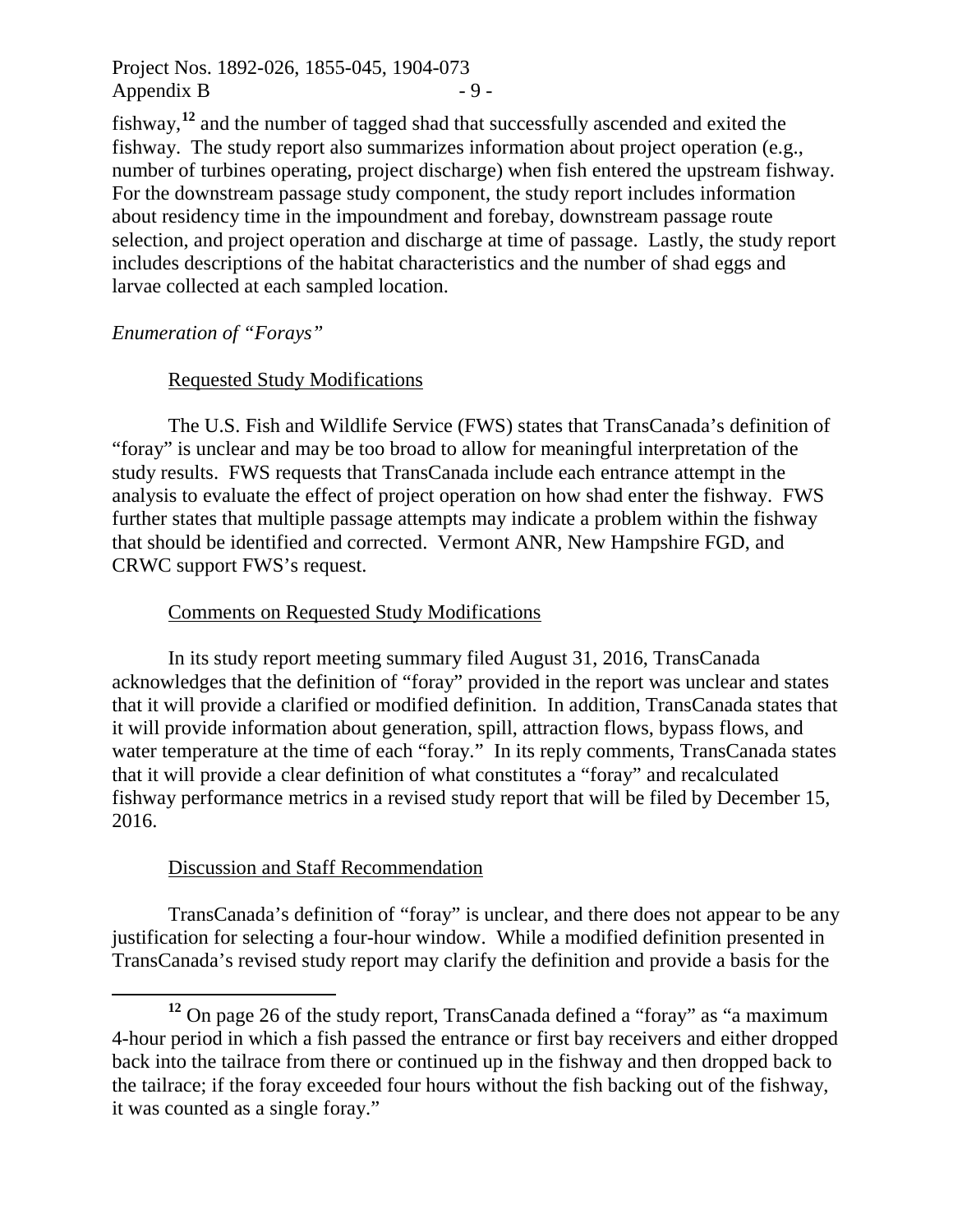fishway,[12] and the number of tagged shad that successfully ascended and exited the fishway. The study report also summarizes information about project operation (e.g., number of turbines operating, project discharge) when fish entered the upstream fishway. For the downstream passage study component, the study report includes information about residency time in the impoundment and forebay, downstream passage route selection, and project operation and discharge at time of passage. Lastly, the study report includes descriptions of the habitat characteristics and the number of shad eggs and larvae collected at each sampled location.

*Enumeration of "Forays"*

Requested Study Modifications

The U.S. Fish and Wildlife Service (FWS) states that TransCanada's definition of "foray" is unclear and may be too broad to allow for meaningful interpretation of the study results. FWS requests that TransCanada include each entrance attempt in the analysis to evaluate the effect of project operation on how shad enter the fishway. FWS further states that multiple passage attempts may indicate a problem within the fishway that should be identified and corrected. Vermont ANR, New Hampshire FGD, and CRWC support FWS's request.

Comments on Requested Study Modifications

In its study report meeting summary filed August 31, 2016, TransCanada acknowledges that the definition of "foray" provided in the report was unclear and states that it will provide a clarified or modified definition. In addition, TransCanada states that it will provide information about generation, spill, attraction flows, bypass flows, and water temperature at the time of each "foray." In its reply comments, TransCanada states that it will provide a clear definition of what constitutes a "foray" and recalculated fishway performance metrics in a revised study report that will be filed by December 15, 2016.

Discussion and Staff Recommendation

TransCanada's definition of "foray" is unclear, and there does not appear to be any justification for selecting a four-hour window. While a modified definition presented in TransCanada's revised study report may clarify the definition and provide a basis for the

[12] On page 26 of the study report, TransCanada defined a "foray" as "a maximum 4-hour period in which a fish passed the entrance or first bay receivers and either dropped back into the tailrace from there or continued up in the fishway and then dropped back to the tailrace; if the foray exceeded four hours without the fish backing out of the fishway, it was counted as a single foray."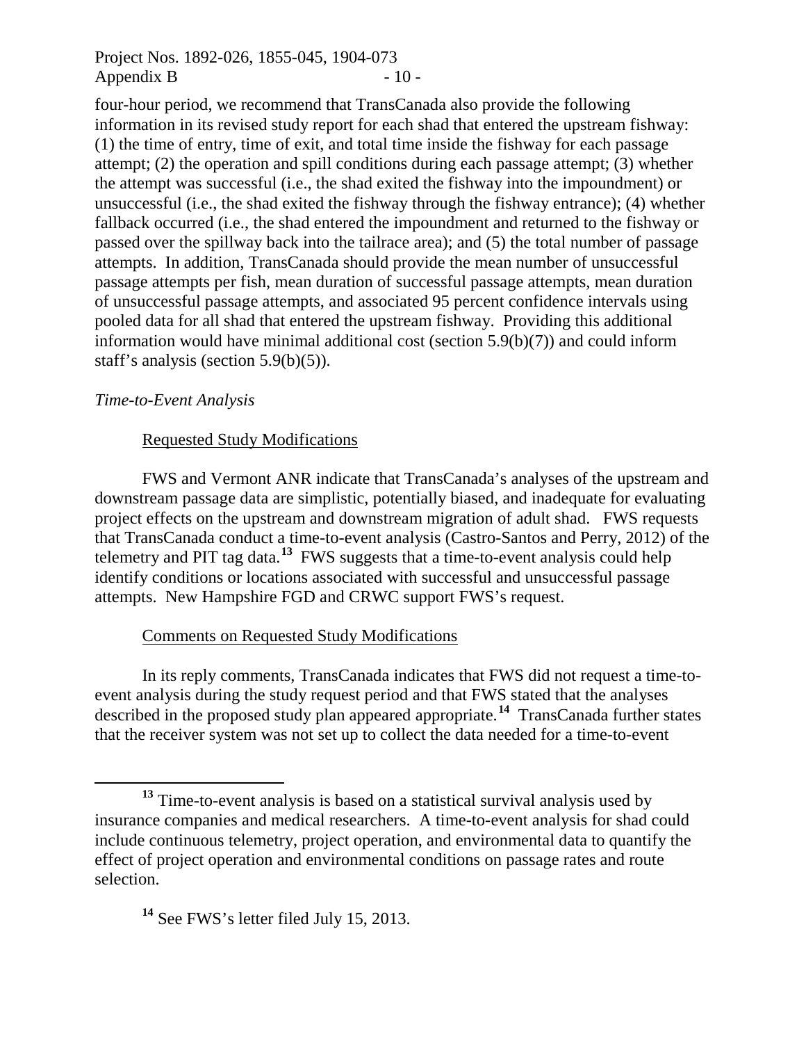four-hour period, we recommend that TransCanada also provide the following information in its revised study report for each shad that entered the upstream fishway: (1) the time of entry, time of exit, and total time inside the fishway for each passage attempt; (2) the operation and spill conditions during each passage attempt; (3) whether the attempt was successful (i.e., the shad exited the fishway into the impoundment) or unsuccessful (i.e., the shad exited the fishway through the fishway entrance); (4) whether fallback occurred (i.e., the shad entered the impoundment and returned to the fishway or passed over the spillway back into the tailrace area); and (5) the total number of passage attempts. In addition, TransCanada should provide the mean number of unsuccessful passage attempts per fish, mean duration of successful passage attempts, mean duration of unsuccessful passage attempts, and associated 95 percent confidence intervals using pooled data for all shad that entered the upstream fishway. Providing this additional information would have minimal additional cost (section 5.9(b)(7)) and could inform staff's analysis (section 5.9(b)(5)).

*Time-to-Event Analysis*

Requested Study Modifications

FWS and Vermont ANR indicate that TransCanada's analyses of the upstream and downstream passage data are simplistic, potentially biased, and inadequate for evaluating project effects on the upstream and downstream migration of adult shad. FWS requests that TransCanada conduct a time-to-event analysis (Castro-Santos and Perry, 2012) of the telemetry and PIT tag data.[13] FWS suggests that a time-to-event analysis could help identify conditions or locations associated with successful and unsuccessful passage attempts. New Hampshire FGD and CRWC support FWS's request.

Comments on Requested Study Modifications

In its reply comments, TransCanada indicates that FWS did not request a time-to-event analysis during the study request period and that FWS stated that the analyses described in the proposed study plan appeared appropriate.[14] TransCanada further states that the receiver system was not set up to collect the data needed for a time-to-event

---

[13] Time-to-event analysis is based on a statistical survival analysis used by insurance companies and medical researchers. A time-to-event analysis for shad could include continuous telemetry, project operation, and environmental data to quantify the effect of project operation and environmental conditions on passage rates and route selection.

[14] See FWS's letter filed July 15, 2013.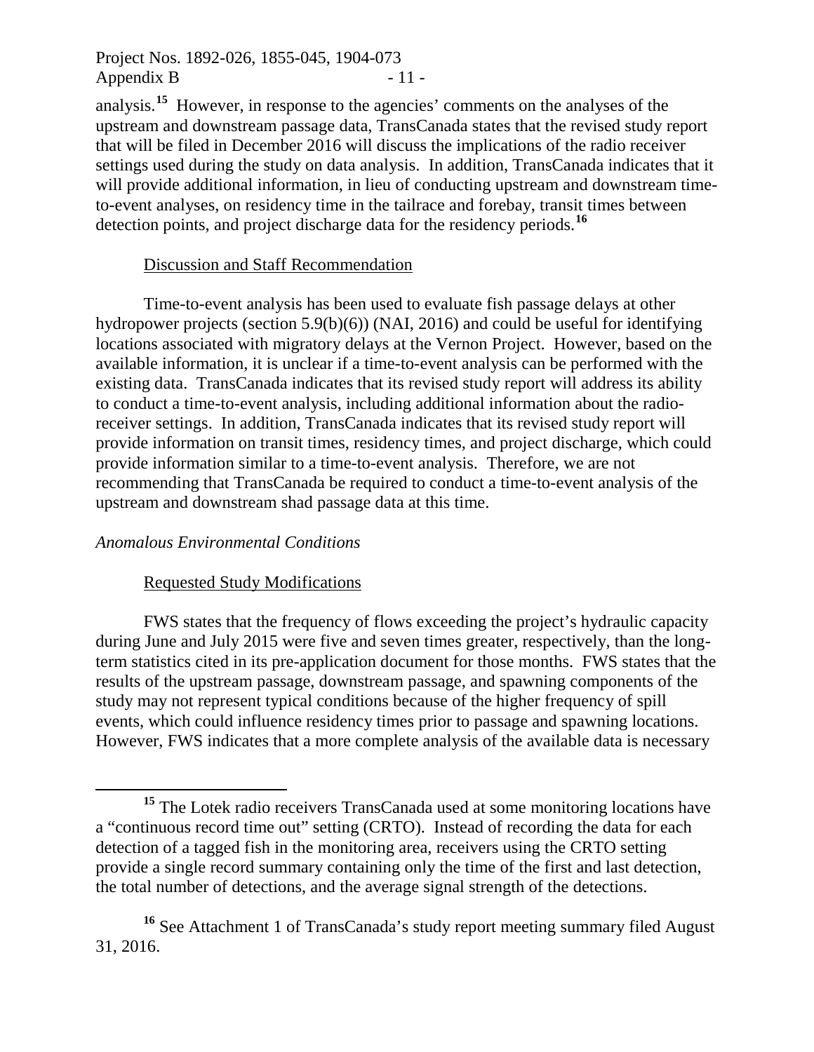analysis.[15] However, in response to the agencies' comments on the analyses of the upstream and downstream passage data, TransCanada states that the revised study report that will be filed in December 2016 will discuss the implications of the radio receiver settings used during the study on data analysis. In addition, TransCanada indicates that it will provide additional information, in lieu of conducting upstream and downstream time-to-event analyses, on residency time in the tailrace and forebay, transit times between detection points, and project discharge data for the residency periods.[16]

Discussion and Staff Recommendation

Time-to-event analysis has been used to evaluate fish passage delays at other hydropower projects (section 5.9(b)(6)) (NAI, 2016) and could be useful for identifying locations associated with migratory delays at the Vernon Project. However, based on the available information, it is unclear if a time-to-event analysis can be performed with the existing data. TransCanada indicates that its revised study report will address its ability to conduct a time-to-event analysis, including additional information about the radio-receiver settings. In addition, TransCanada indicates that its revised study report will provide information on transit times, residency times, and project discharge, which could provide information similar to a time-to-event analysis. Therefore, we are not recommending that TransCanada be required to conduct a time-to-event analysis of the upstream and downstream shad passage data at this time.

*Anomalous Environmental Conditions*

Requested Study Modifications

FWS states that the frequency of flows exceeding the project's hydraulic capacity during June and July 2015 were five and seven times greater, respectively, than the long-term statistics cited in its pre-application document for those months. FWS states that the results of the upstream passage, downstream passage, and spawning components of the study may not represent typical conditions because of the higher frequency of spill events, which could influence residency times prior to passage and spawning locations. However, FWS indicates that a more complete analysis of the available data is necessary

[15] The Lotek radio receivers TransCanada used at some monitoring locations have a "continuous record time out" setting (CRTO). Instead of recording the data for each detection of a tagged fish in the monitoring area, receivers using the CRTO setting provide a single record summary containing only the time of the first and last detection, the total number of detections, and the average signal strength of the detections.

[16] See Attachment 1 of TransCanada's study report meeting summary filed August 31, 2016.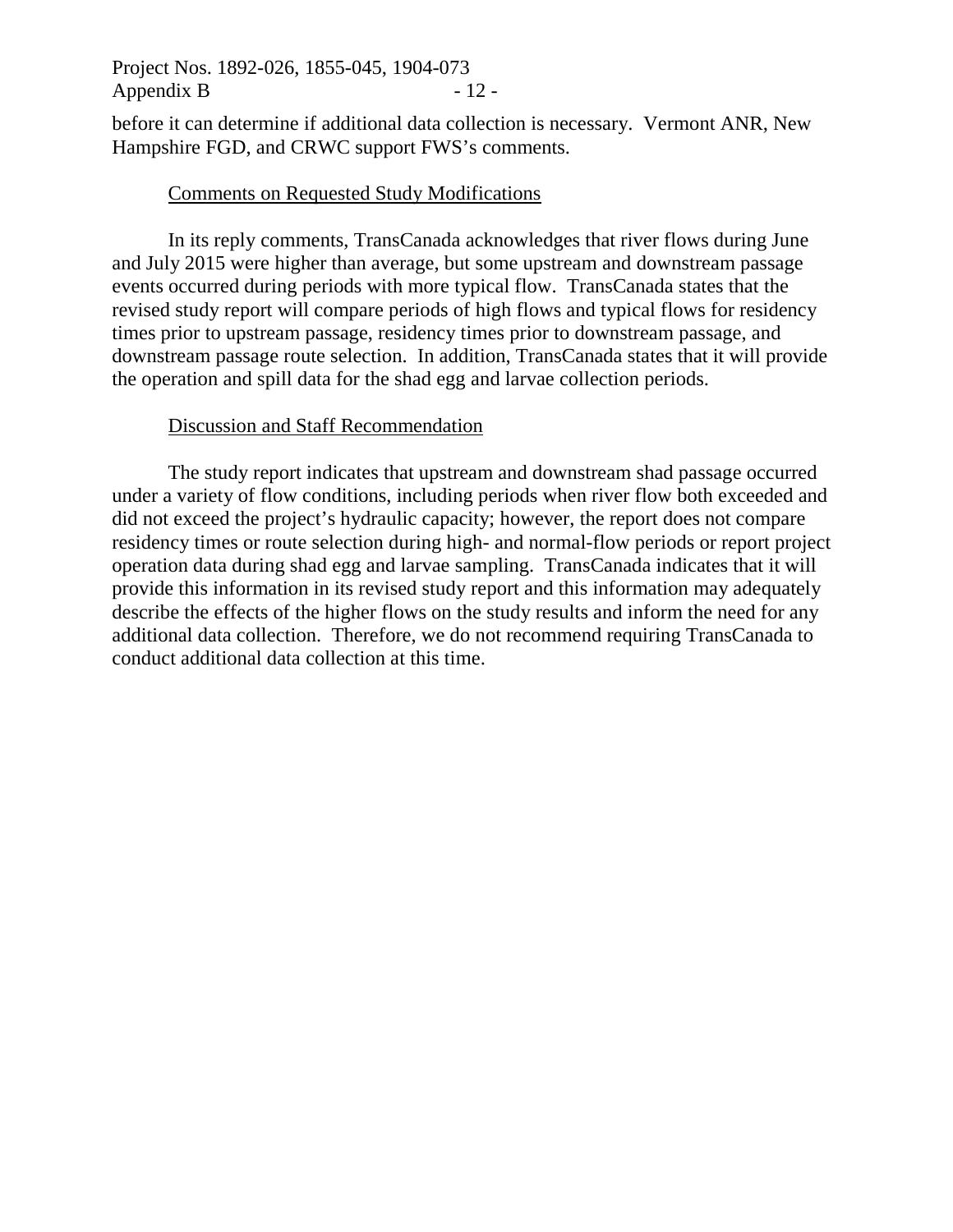before it can determine if additional data collection is necessary. Vermont ANR, New Hampshire FGD, and CRWC support FWS's comments.

Comments on Requested Study Modifications

In its reply comments, TransCanada acknowledges that river flows during June and July 2015 were higher than average, but some upstream and downstream passage events occurred during periods with more typical flow. TransCanada states that the revised study report will compare periods of high flows and typical flows for residency times prior to upstream passage, residency times prior to downstream passage, and downstream passage route selection. In addition, TransCanada states that it will provide the operation and spill data for the shad egg and larvae collection periods.

Discussion and Staff Recommendation

The study report indicates that upstream and downstream shad passage occurred under a variety of flow conditions, including periods when river flow both exceeded and did not exceed the project's hydraulic capacity; however, the report does not compare residency times or route selection during high- and normal-flow periods or report project operation data during shad egg and larvae sampling. TransCanada indicates that it will provide this information in its revised study report and this information may adequately describe the effects of the higher flows on the study results and inform the need for any additional data collection. Therefore, we do not recommend requiring TransCanada to conduct additional data collection at this time.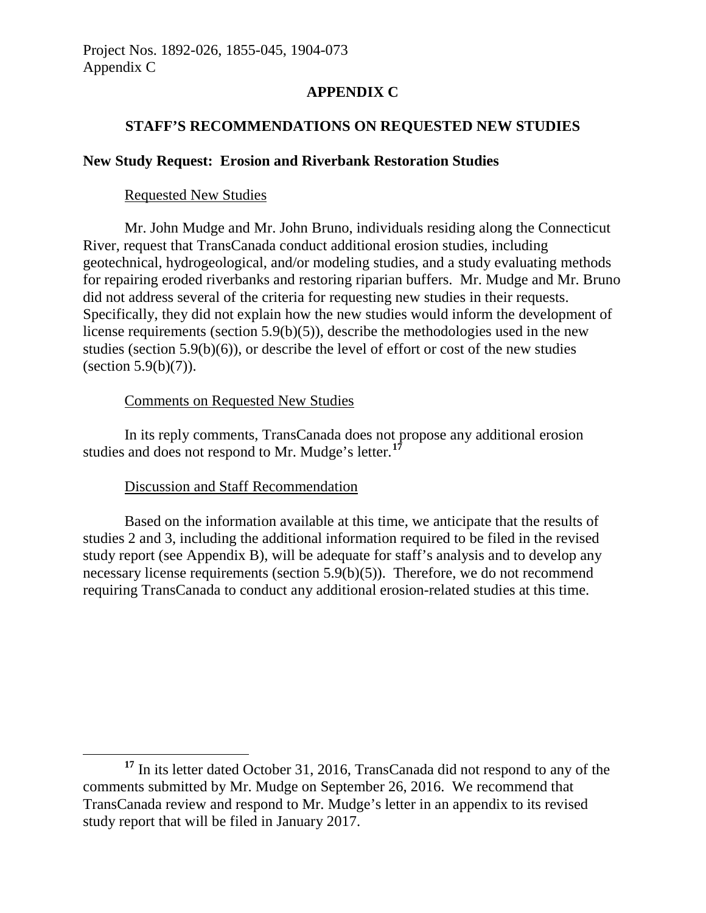## APPENDIX C

## STAFF'S RECOMMENDATIONS ON REQUESTED NEW STUDIES

### New Study Request: Erosion and Riverbank Restoration Studies

Requested New Studies

Mr. John Mudge and Mr. John Bruno, individuals residing along the Connecticut River, request that TransCanada conduct additional erosion studies, including geotechnical, hydrogeological, and/or modeling studies, and a study evaluating methods for repairing eroded riverbanks and restoring riparian buffers. Mr. Mudge and Mr. Bruno did not address several of the criteria for requesting new studies in their requests. Specifically, they did not explain how the new studies would inform the development of license requirements (section 5.9(b)(5)), describe the methodologies used in the new studies (section 5.9(b)(6)), or describe the level of effort or cost of the new studies (section 5.9(b)(7)).

Comments on Requested New Studies

In its reply comments, TransCanada does not propose any additional erosion studies and does not respond to Mr. Mudge's letter.[17]

Discussion and Staff Recommendation

Based on the information available at this time, we anticipate that the results of studies 2 and 3, including the additional information required to be filed in the revised study report (see Appendix B), will be adequate for staff's analysis and to develop any necessary license requirements (section 5.9(b)(5)). Therefore, we do not recommend requiring TransCanada to conduct any additional erosion-related studies at this time.

---

[17] In its letter dated October 31, 2016, TransCanada did not respond to any of the comments submitted by Mr. Mudge on September 26, 2016. We recommend that TransCanada review and respond to Mr. Mudge's letter in an appendix to its revised study report that will be filed in January 2017.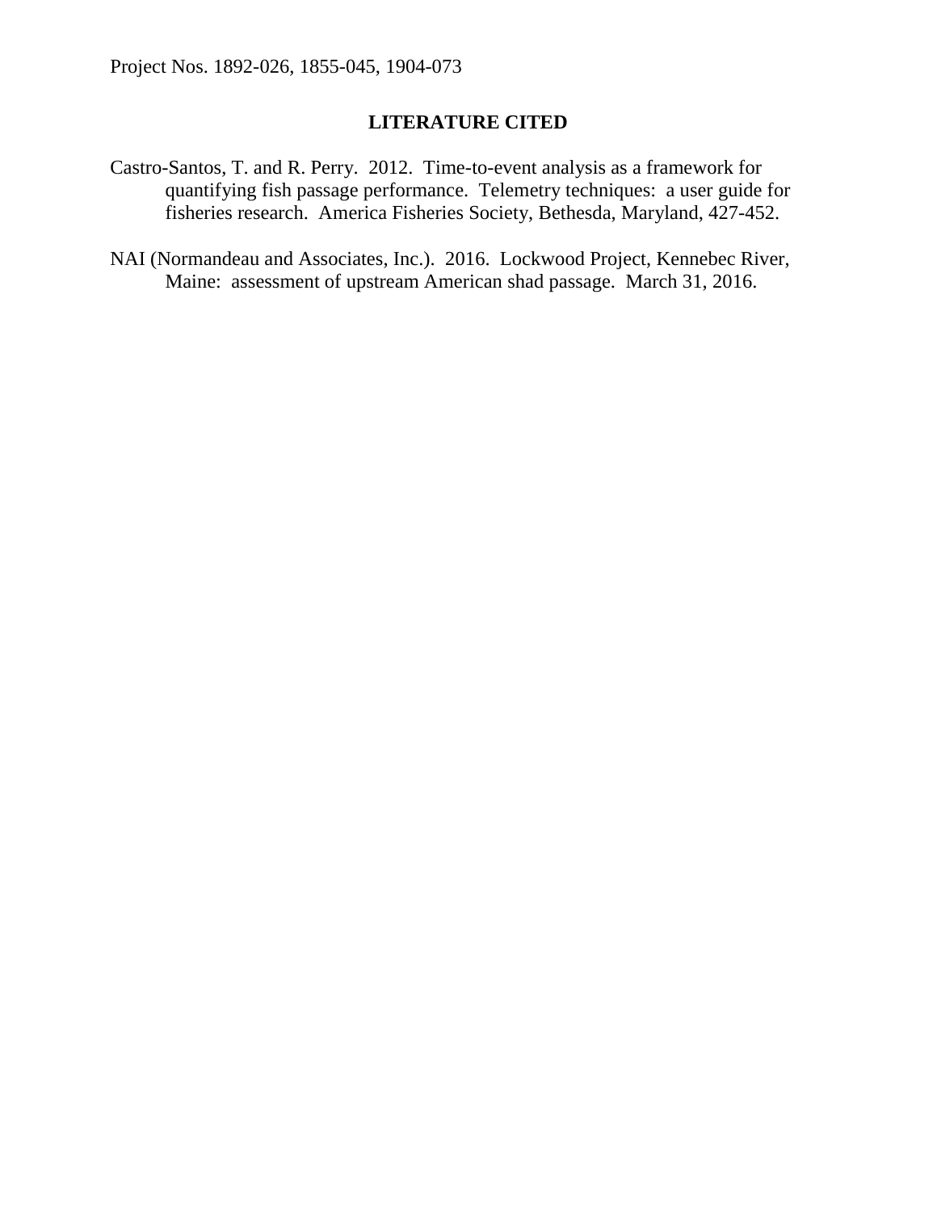## LITERATURE CITED

Castro-Santos, T. and R. Perry. 2012. Time-to-event analysis as a framework for quantifying fish passage performance. Telemetry techniques: a user guide for fisheries research. America Fisheries Society, Bethesda, Maryland, 427-452.

NAI (Normandeau and Associates, Inc.). 2016. Lockwood Project, Kennebec River, Maine: assessment of upstream American shad passage. March 31, 2016.